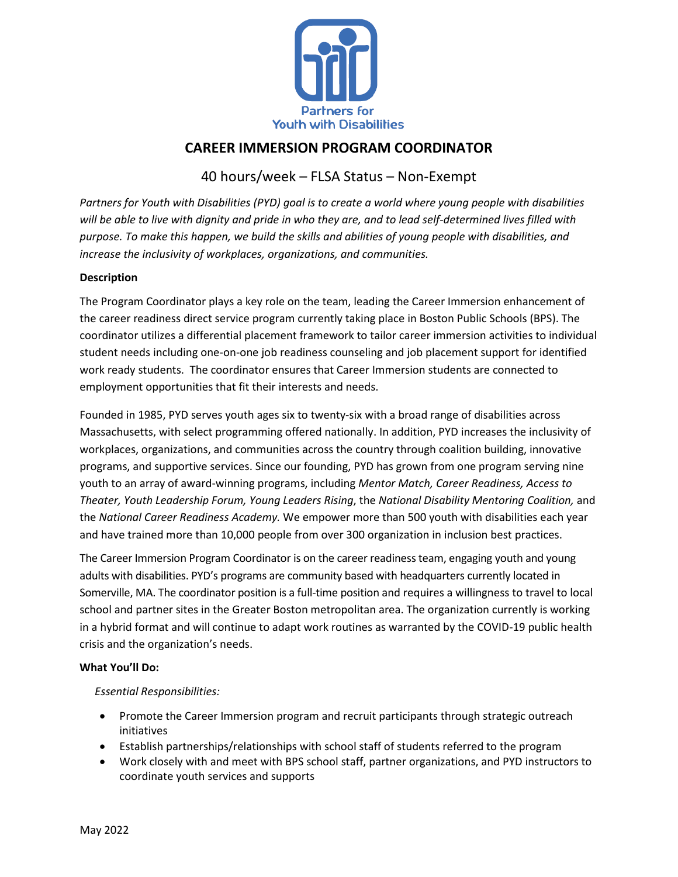Partners for Youth with Disabilities

# CAREER IMMERSION PROGRAM COORDINATOR

40 hours/week – FLSA Status – Non-Exempt

*Partners for Youth with Disabilities (PYD) goal is to create a world where young people with disabilities will be able to live with dignity and pride in who they are, and to lead self-determined lives filled with purpose. To make this happen, we build the skills and abilities of young people with disabilities, and increase the inclusivity of workplaces, organizations, and communities.*

**Description**

The Program Coordinator plays a key role on the team, leading the Career Immersion enhancement of the career readiness direct service program currently taking place in Boston Public Schools (BPS). The coordinator utilizes a differential placement framework to tailor career immersion activities to individual student needs including one-on-one job readiness counseling and job placement support for identified work ready students. The coordinator ensures that Career Immersion students are connected to employment opportunities that fit their interests and needs.

Founded in 1985, PYD serves youth ages six to twenty-six with a broad range of disabilities across Massachusetts, with select programming offered nationally. In addition, PYD increases the inclusivity of workplaces, organizations, and communities across the country through coalition building, innovative programs, and supportive services. Since our founding, PYD has grown from one program serving nine youth to an array of award-winning programs, including *Mentor Match, Career Readiness, Access to Theater, Youth Leadership Forum, Young Leaders Rising*, the *National Disability Mentoring Coalition,* and the *National Career Readiness Academy.* We empower more than 500 youth with disabilities each year and have trained more than 10,000 people from over 300 organization in inclusion best practices.

The Career Immersion Program Coordinator is on the career readiness team, engaging youth and young adults with disabilities. PYD's programs are community based with headquarters currently located in Somerville, MA. The coordinator position is a full-time position and requires a willingness to travel to local school and partner sites in the Greater Boston metropolitan area. The organization currently is working in a hybrid format and will continue to adapt work routines as warranted by the COVID-19 public health crisis and the organization's needs.

**What You'll Do:**

*Essential Responsibilities:*

- Promote the Career Immersion program and recruit participants through strategic outreach initiatives
- Establish partnerships/relationships with school staff of students referred to the program
- Work closely with and meet with BPS school staff, partner organizations, and PYD instructors to coordinate youth services and supports

May 2022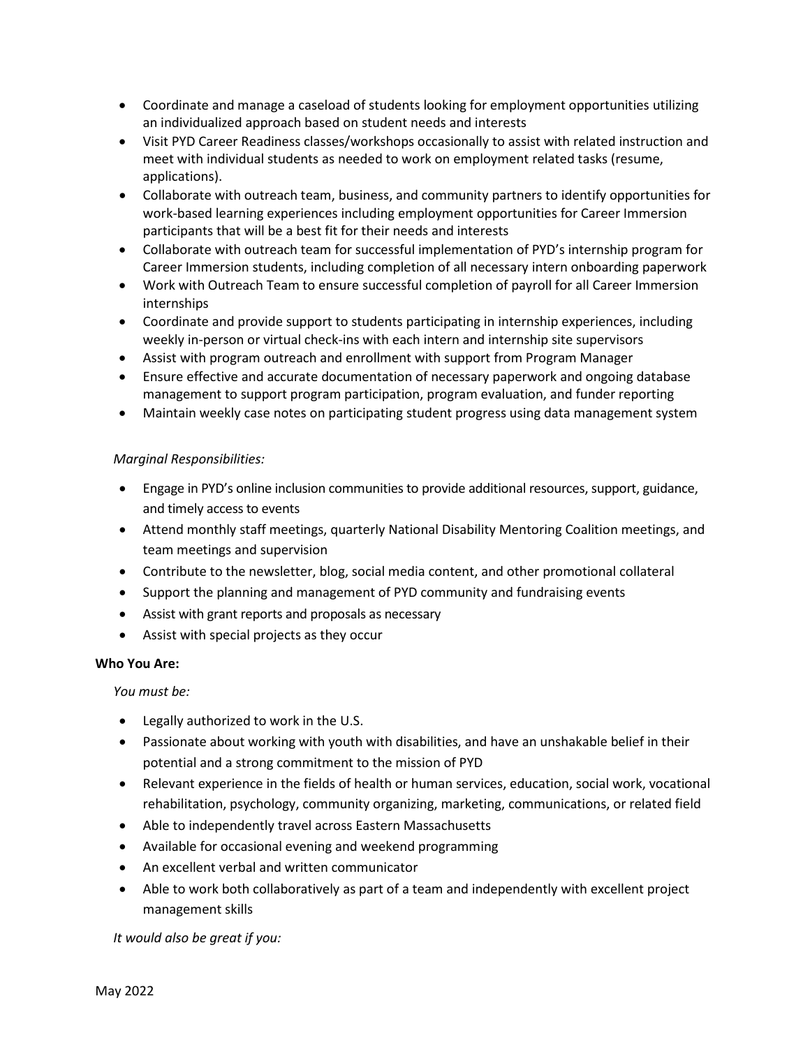- Coordinate and manage a caseload of students looking for employment opportunities utilizing an individualized approach based on student needs and interests
- Visit PYD Career Readiness classes/workshops occasionally to assist with related instruction and meet with individual students as needed to work on employment related tasks (resume, applications).
- Collaborate with outreach team, business, and community partners to identify opportunities for work-based learning experiences including employment opportunities for Career Immersion participants that will be a best fit for their needs and interests
- Collaborate with outreach team for successful implementation of PYD's internship program for Career Immersion students, including completion of all necessary intern onboarding paperwork
- Work with Outreach Team to ensure successful completion of payroll for all Career Immersion internships
- Coordinate and provide support to students participating in internship experiences, including weekly in-person or virtual check-ins with each intern and internship site supervisors
- Assist with program outreach and enrollment with support from Program Manager
- Ensure effective and accurate documentation of necessary paperwork and ongoing database management to support program participation, program evaluation, and funder reporting
- Maintain weekly case notes on participating student progress using data management system

*Marginal Responsibilities:*

- Engage in PYD's online inclusion communities to provide additional resources, support, guidance, and timely access to events
- Attend monthly staff meetings, quarterly National Disability Mentoring Coalition meetings, and team meetings and supervision
- Contribute to the newsletter, blog, social media content, and other promotional collateral
- Support the planning and management of PYD community and fundraising events
- Assist with grant reports and proposals as necessary
- Assist with special projects as they occur

**Who You Are:**

*You must be:*

- Legally authorized to work in the U.S.
- Passionate about working with youth with disabilities, and have an unshakable belief in their potential and a strong commitment to the mission of PYD
- Relevant experience in the fields of health or human services, education, social work, vocational rehabilitation, psychology, community organizing, marketing, communications, or related field
- Able to independently travel across Eastern Massachusetts
- Available for occasional evening and weekend programming
- An excellent verbal and written communicator
- Able to work both collaboratively as part of a team and independently with excellent project management skills

*It would also be great if you:*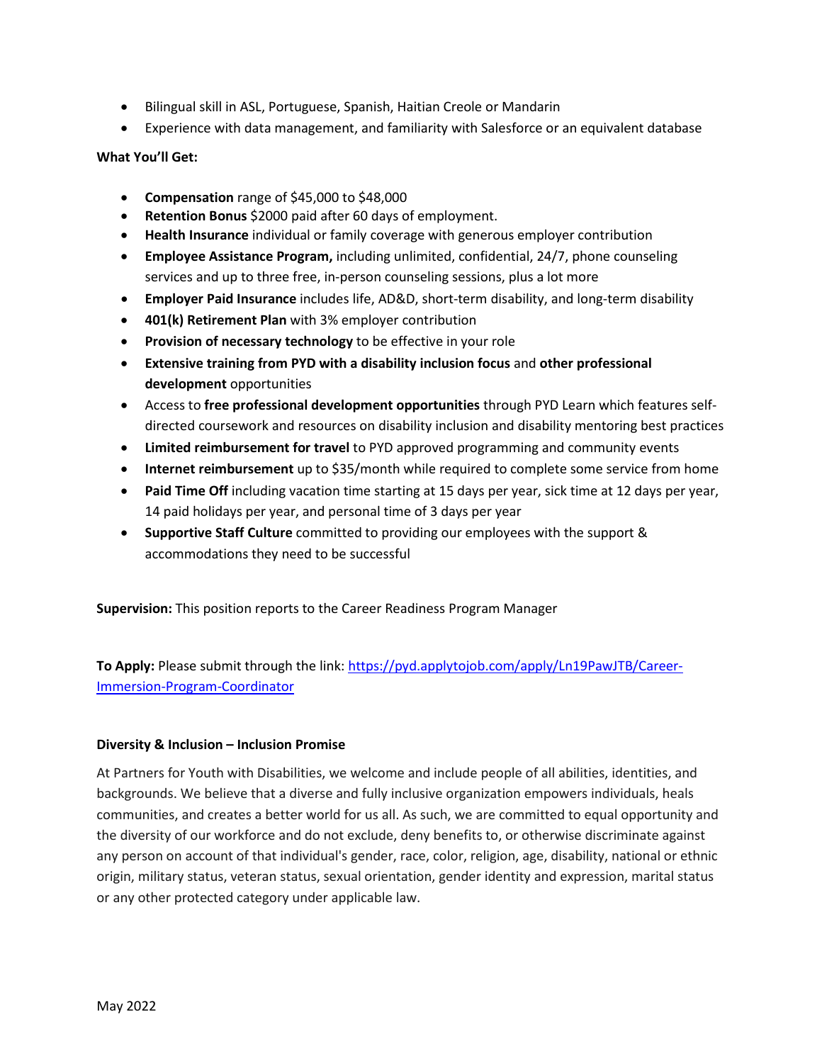- Bilingual skill in ASL, Portuguese, Spanish, Haitian Creole or Mandarin
- Experience with data management, and familiarity with Salesforce or an equivalent database

**What You'll Get:**

- **Compensation** range of $45,000 to $48,000
- **Retention Bonus** $2000 paid after 60 days of employment.
- **Health Insurance** individual or family coverage with generous employer contribution
- **Employee Assistance Program,** including unlimited, confidential, 24/7, phone counseling services and up to three free, in-person counseling sessions, plus a lot more
- **Employer Paid Insurance** includes life, AD&D, short-term disability, and long-term disability
- **401(k) Retirement Plan** with 3% employer contribution
- **Provision of necessary technology** to be effective in your role
- **Extensive training from PYD with a disability inclusion focus** and **other professional development** opportunities
- Access to **free professional development opportunities** through PYD Learn which features self-directed coursework and resources on disability inclusion and disability mentoring best practices
- **Limited reimbursement for travel** to PYD approved programming and community events
- **Internet reimbursement** up to $35/month while required to complete some service from home
- **Paid Time Off** including vacation time starting at 15 days per year, sick time at 12 days per year, 14 paid holidays per year, and personal time of 3 days per year
- **Supportive Staff Culture** committed to providing our employees with the support & accommodations they need to be successful

**Supervision:** This position reports to the Career Readiness Program Manager

**To Apply:** Please submit through the link: [https://pyd.applytojob.com/apply/Ln19PawJTB/Career-Immersion-Program-Coordinator](https://pyd.applytojob.com/apply/Ln19PawJTB/Career-Immersion-Program-Coordinator)

**Diversity & Inclusion – Inclusion Promise**

At Partners for Youth with Disabilities, we welcome and include people of all abilities, identities, and backgrounds. We believe that a diverse and fully inclusive organization empowers individuals, heals communities, and creates a better world for us all. As such, we are committed to equal opportunity and the diversity of our workforce and do not exclude, deny benefits to, or otherwise discriminate against any person on account of that individual's gender, race, color, religion, age, disability, national or ethnic origin, military status, veteran status, sexual orientation, gender identity and expression, marital status or any other protected category under applicable law.

May 2022